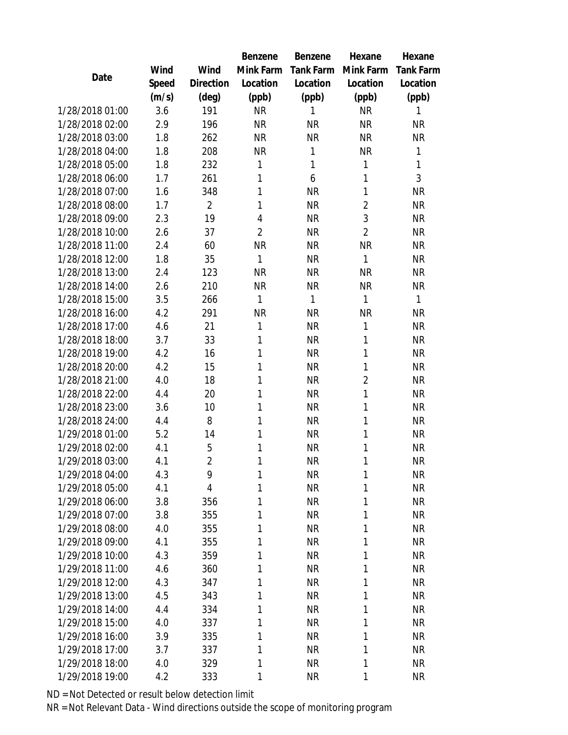| Date | Wind Speed (m/s) | Wind Direction (deg) | Benzene Mink Farm Location (ppb) | Benzene Tank Farm Location (ppb) | Hexane Mink Farm Location (ppb) | Hexane Tank Farm Location (ppb) |
|---|---|---|---|---|---|---|
| 1/28/2018 01:00 | 3.6 | 191 | NR | 1 | NR | 1 |
| 1/28/2018 02:00 | 2.9 | 196 | NR | NR | NR | NR |
| 1/28/2018 03:00 | 1.8 | 262 | NR | NR | NR | NR |
| 1/28/2018 04:00 | 1.8 | 208 | NR | 1 | NR | 1 |
| 1/28/2018 05:00 | 1.8 | 232 | 1 | 1 | 1 | 1 |
| 1/28/2018 06:00 | 1.7 | 261 | 1 | 6 | 1 | 3 |
| 1/28/2018 07:00 | 1.6 | 348 | 1 | NR | 1 | NR |
| 1/28/2018 08:00 | 1.7 | 2 | 1 | NR | 2 | NR |
| 1/28/2018 09:00 | 2.3 | 19 | 4 | NR | 3 | NR |
| 1/28/2018 10:00 | 2.6 | 37 | 2 | NR | 2 | NR |
| 1/28/2018 11:00 | 2.4 | 60 | NR | NR | NR | NR |
| 1/28/2018 12:00 | 1.8 | 35 | 1 | NR | 1 | NR |
| 1/28/2018 13:00 | 2.4 | 123 | NR | NR | NR | NR |
| 1/28/2018 14:00 | 2.6 | 210 | NR | NR | NR | NR |
| 1/28/2018 15:00 | 3.5 | 266 | 1 | 1 | 1 | 1 |
| 1/28/2018 16:00 | 4.2 | 291 | NR | NR | NR | NR |
| 1/28/2018 17:00 | 4.6 | 21 | 1 | NR | 1 | NR |
| 1/28/2018 18:00 | 3.7 | 33 | 1 | NR | 1 | NR |
| 1/28/2018 19:00 | 4.2 | 16 | 1 | NR | 1 | NR |
| 1/28/2018 20:00 | 4.2 | 15 | 1 | NR | 1 | NR |
| 1/28/2018 21:00 | 4.0 | 18 | 1 | NR | 2 | NR |
| 1/28/2018 22:00 | 4.4 | 20 | 1 | NR | 1 | NR |
| 1/28/2018 23:00 | 3.6 | 10 | 1 | NR | 1 | NR |
| 1/28/2018 24:00 | 4.4 | 8 | 1 | NR | 1 | NR |
| 1/29/2018 01:00 | 5.2 | 14 | 1 | NR | 1 | NR |
| 1/29/2018 02:00 | 4.1 | 5 | 1 | NR | 1 | NR |
| 1/29/2018 03:00 | 4.1 | 2 | 1 | NR | 1 | NR |
| 1/29/2018 04:00 | 4.3 | 9 | 1 | NR | 1 | NR |
| 1/29/2018 05:00 | 4.1 | 4 | 1 | NR | 1 | NR |
| 1/29/2018 06:00 | 3.8 | 356 | 1 | NR | 1 | NR |
| 1/29/2018 07:00 | 3.8 | 355 | 1 | NR | 1 | NR |
| 1/29/2018 08:00 | 4.0 | 355 | 1 | NR | 1 | NR |
| 1/29/2018 09:00 | 4.1 | 355 | 1 | NR | 1 | NR |
| 1/29/2018 10:00 | 4.3 | 359 | 1 | NR | 1 | NR |
| 1/29/2018 11:00 | 4.6 | 360 | 1 | NR | 1 | NR |
| 1/29/2018 12:00 | 4.3 | 347 | 1 | NR | 1 | NR |
| 1/29/2018 13:00 | 4.5 | 343 | 1 | NR | 1 | NR |
| 1/29/2018 14:00 | 4.4 | 334 | 1 | NR | 1 | NR |
| 1/29/2018 15:00 | 4.0 | 337 | 1 | NR | 1 | NR |
| 1/29/2018 16:00 | 3.9 | 335 | 1 | NR | 1 | NR |
| 1/29/2018 17:00 | 3.7 | 337 | 1 | NR | 1 | NR |
| 1/29/2018 18:00 | 4.0 | 329 | 1 | NR | 1 | NR |
| 1/29/2018 19:00 | 4.2 | 333 | 1 | NR | 1 | NR |

ND = Not Detected or result below detection limit

NR = Not Relevant Data - Wind directions outside the scope of monitoring program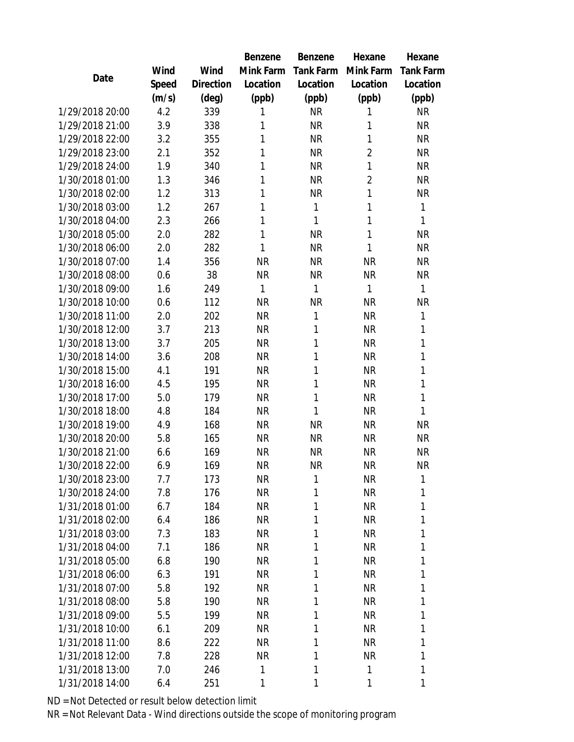| Date | Wind Speed (m/s) | Wind Direction (deg) | Benzene Mink Farm Location (ppb) | Benzene Tank Farm Location (ppb) | Hexane Mink Farm Location (ppb) | Hexane Tank Farm Location (ppb) |
|---|---|---|---|---|---|---|
| 1/29/2018 20:00 | 4.2 | 339 | 1 | NR | 1 | NR |
| 1/29/2018 21:00 | 3.9 | 338 | 1 | NR | 1 | NR |
| 1/29/2018 22:00 | 3.2 | 355 | 1 | NR | 1 | NR |
| 1/29/2018 23:00 | 2.1 | 352 | 1 | NR | 2 | NR |
| 1/29/2018 24:00 | 1.9 | 340 | 1 | NR | 1 | NR |
| 1/30/2018 01:00 | 1.3 | 346 | 1 | NR | 2 | NR |
| 1/30/2018 02:00 | 1.2 | 313 | 1 | NR | 1 | NR |
| 1/30/2018 03:00 | 1.2 | 267 | 1 | 1 | 1 | 1 |
| 1/30/2018 04:00 | 2.3 | 266 | 1 | 1 | 1 | 1 |
| 1/30/2018 05:00 | 2.0 | 282 | 1 | NR | 1 | NR |
| 1/30/2018 06:00 | 2.0 | 282 | 1 | NR | 1 | NR |
| 1/30/2018 07:00 | 1.4 | 356 | NR | NR | NR | NR |
| 1/30/2018 08:00 | 0.6 | 38 | NR | NR | NR | NR |
| 1/30/2018 09:00 | 1.6 | 249 | 1 | 1 | 1 | 1 |
| 1/30/2018 10:00 | 0.6 | 112 | NR | NR | NR | NR |
| 1/30/2018 11:00 | 2.0 | 202 | NR | 1 | NR | 1 |
| 1/30/2018 12:00 | 3.7 | 213 | NR | 1 | NR | 1 |
| 1/30/2018 13:00 | 3.7 | 205 | NR | 1 | NR | 1 |
| 1/30/2018 14:00 | 3.6 | 208 | NR | 1 | NR | 1 |
| 1/30/2018 15:00 | 4.1 | 191 | NR | 1 | NR | 1 |
| 1/30/2018 16:00 | 4.5 | 195 | NR | 1 | NR | 1 |
| 1/30/2018 17:00 | 5.0 | 179 | NR | 1 | NR | 1 |
| 1/30/2018 18:00 | 4.8 | 184 | NR | 1 | NR | 1 |
| 1/30/2018 19:00 | 4.9 | 168 | NR | NR | NR | NR |
| 1/30/2018 20:00 | 5.8 | 165 | NR | NR | NR | NR |
| 1/30/2018 21:00 | 6.6 | 169 | NR | NR | NR | NR |
| 1/30/2018 22:00 | 6.9 | 169 | NR | NR | NR | NR |
| 1/30/2018 23:00 | 7.7 | 173 | NR | 1 | NR | 1 |
| 1/30/2018 24:00 | 7.8 | 176 | NR | 1 | NR | 1 |
| 1/31/2018 01:00 | 6.7 | 184 | NR | 1 | NR | 1 |
| 1/31/2018 02:00 | 6.4 | 186 | NR | 1 | NR | 1 |
| 1/31/2018 03:00 | 7.3 | 183 | NR | 1 | NR | 1 |
| 1/31/2018 04:00 | 7.1 | 186 | NR | 1 | NR | 1 |
| 1/31/2018 05:00 | 6.8 | 190 | NR | 1 | NR | 1 |
| 1/31/2018 06:00 | 6.3 | 191 | NR | 1 | NR | 1 |
| 1/31/2018 07:00 | 5.8 | 192 | NR | 1 | NR | 1 |
| 1/31/2018 08:00 | 5.8 | 190 | NR | 1 | NR | 1 |
| 1/31/2018 09:00 | 5.5 | 199 | NR | 1 | NR | 1 |
| 1/31/2018 10:00 | 6.1 | 209 | NR | 1 | NR | 1 |
| 1/31/2018 11:00 | 8.6 | 222 | NR | 1 | NR | 1 |
| 1/31/2018 12:00 | 7.8 | 228 | NR | 1 | NR | 1 |
| 1/31/2018 13:00 | 7.0 | 246 | 1 | 1 | 1 | 1 |
| 1/31/2018 14:00 | 6.4 | 251 | 1 | 1 | 1 | 1 |

ND = Not Detected or result below detection limit

NR = Not Relevant Data - Wind directions outside the scope of monitoring program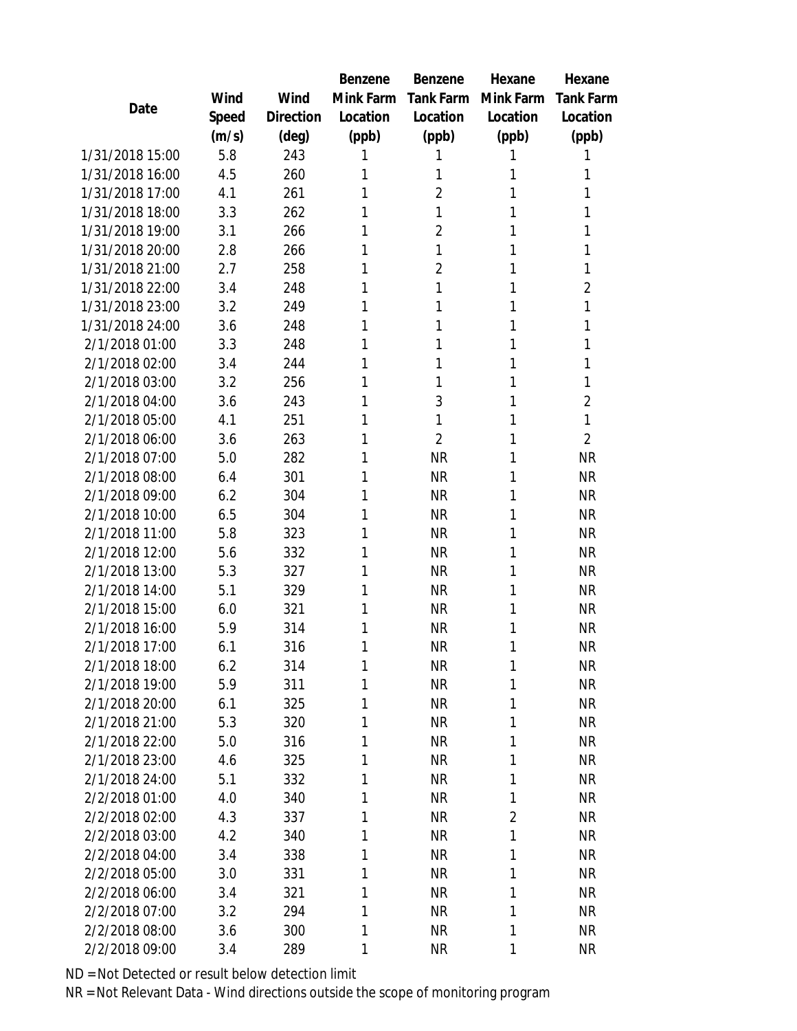| Date | Wind Speed (m/s) | Wind Direction (deg) | Benzene Mink Farm Location (ppb) | Benzene Tank Farm Location (ppb) | Hexane Mink Farm Location (ppb) | Hexane Tank Farm Location (ppb) |
|---|---|---|---|---|---|---|
| 1/31/2018 15:00 | 5.8 | 243 | 1 | 1 | 1 | 1 |
| 1/31/2018 16:00 | 4.5 | 260 | 1 | 1 | 1 | 1 |
| 1/31/2018 17:00 | 4.1 | 261 | 1 | 2 | 1 | 1 |
| 1/31/2018 18:00 | 3.3 | 262 | 1 | 1 | 1 | 1 |
| 1/31/2018 19:00 | 3.1 | 266 | 1 | 2 | 1 | 1 |
| 1/31/2018 20:00 | 2.8 | 266 | 1 | 1 | 1 | 1 |
| 1/31/2018 21:00 | 2.7 | 258 | 1 | 2 | 1 | 1 |
| 1/31/2018 22:00 | 3.4 | 248 | 1 | 1 | 1 | 2 |
| 1/31/2018 23:00 | 3.2 | 249 | 1 | 1 | 1 | 1 |
| 1/31/2018 24:00 | 3.6 | 248 | 1 | 1 | 1 | 1 |
| 2/1/2018 01:00 | 3.3 | 248 | 1 | 1 | 1 | 1 |
| 2/1/2018 02:00 | 3.4 | 244 | 1 | 1 | 1 | 1 |
| 2/1/2018 03:00 | 3.2 | 256 | 1 | 1 | 1 | 1 |
| 2/1/2018 04:00 | 3.6 | 243 | 1 | 3 | 1 | 2 |
| 2/1/2018 05:00 | 4.1 | 251 | 1 | 1 | 1 | 1 |
| 2/1/2018 06:00 | 3.6 | 263 | 1 | 2 | 1 | 2 |
| 2/1/2018 07:00 | 5.0 | 282 | 1 | NR | 1 | NR |
| 2/1/2018 08:00 | 6.4 | 301 | 1 | NR | 1 | NR |
| 2/1/2018 09:00 | 6.2 | 304 | 1 | NR | 1 | NR |
| 2/1/2018 10:00 | 6.5 | 304 | 1 | NR | 1 | NR |
| 2/1/2018 11:00 | 5.8 | 323 | 1 | NR | 1 | NR |
| 2/1/2018 12:00 | 5.6 | 332 | 1 | NR | 1 | NR |
| 2/1/2018 13:00 | 5.3 | 327 | 1 | NR | 1 | NR |
| 2/1/2018 14:00 | 5.1 | 329 | 1 | NR | 1 | NR |
| 2/1/2018 15:00 | 6.0 | 321 | 1 | NR | 1 | NR |
| 2/1/2018 16:00 | 5.9 | 314 | 1 | NR | 1 | NR |
| 2/1/2018 17:00 | 6.1 | 316 | 1 | NR | 1 | NR |
| 2/1/2018 18:00 | 6.2 | 314 | 1 | NR | 1 | NR |
| 2/1/2018 19:00 | 5.9 | 311 | 1 | NR | 1 | NR |
| 2/1/2018 20:00 | 6.1 | 325 | 1 | NR | 1 | NR |
| 2/1/2018 21:00 | 5.3 | 320 | 1 | NR | 1 | NR |
| 2/1/2018 22:00 | 5.0 | 316 | 1 | NR | 1 | NR |
| 2/1/2018 23:00 | 4.6 | 325 | 1 | NR | 1 | NR |
| 2/1/2018 24:00 | 5.1 | 332 | 1 | NR | 1 | NR |
| 2/2/2018 01:00 | 4.0 | 340 | 1 | NR | 1 | NR |
| 2/2/2018 02:00 | 4.3 | 337 | 1 | NR | 2 | NR |
| 2/2/2018 03:00 | 4.2 | 340 | 1 | NR | 1 | NR |
| 2/2/2018 04:00 | 3.4 | 338 | 1 | NR | 1 | NR |
| 2/2/2018 05:00 | 3.0 | 331 | 1 | NR | 1 | NR |
| 2/2/2018 06:00 | 3.4 | 321 | 1 | NR | 1 | NR |
| 2/2/2018 07:00 | 3.2 | 294 | 1 | NR | 1 | NR |
| 2/2/2018 08:00 | 3.6 | 300 | 1 | NR | 1 | NR |
| 2/2/2018 09:00 | 3.4 | 289 | 1 | NR | 1 | NR |

ND = Not Detected or result below detection limit

NR = Not Relevant Data - Wind directions outside the scope of monitoring program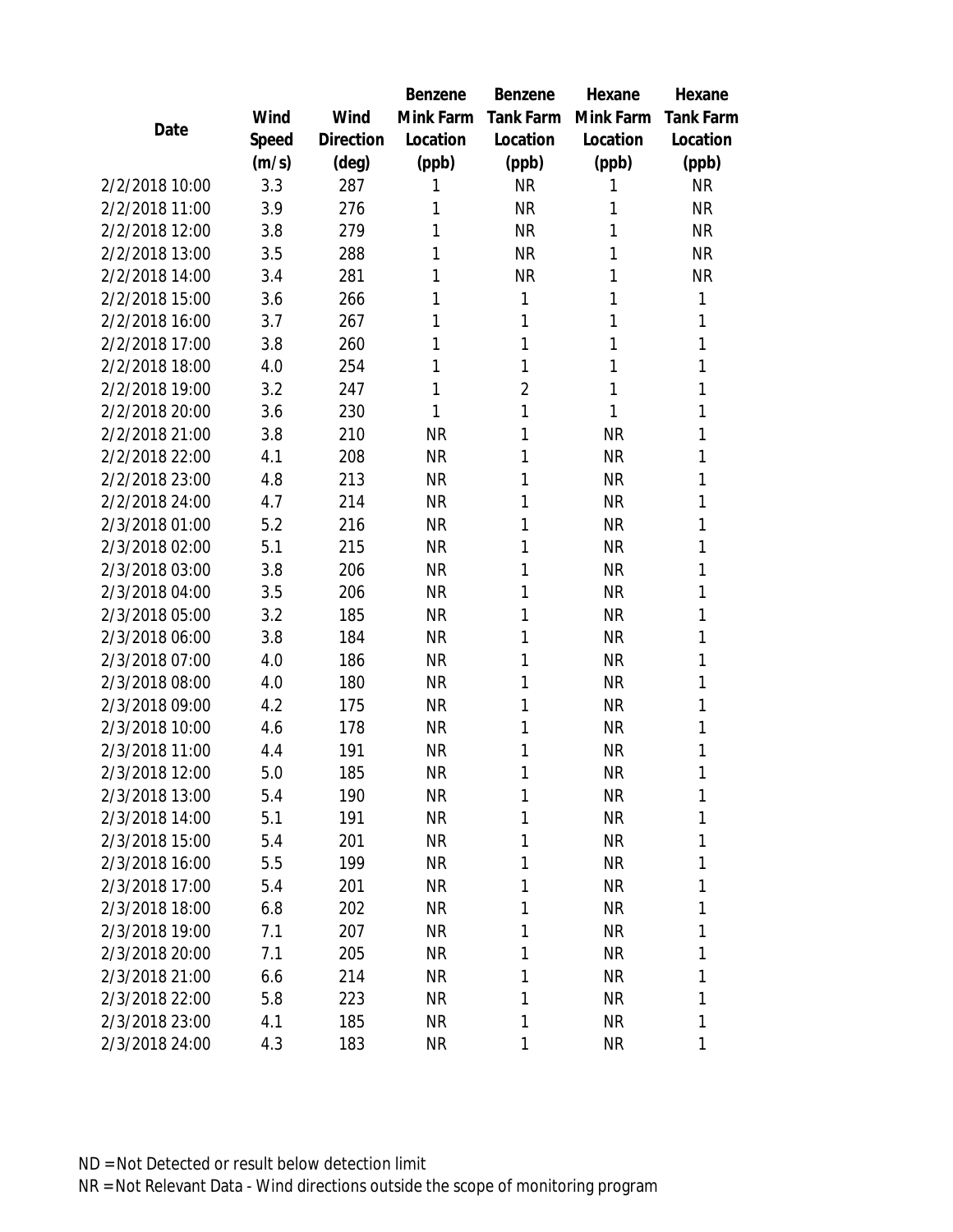| Date | Wind Speed (m/s) | Wind Direction (deg) | Benzene Mink Farm Location (ppb) | Benzene Tank Farm Location (ppb) | Hexane Mink Farm Location (ppb) | Hexane Tank Farm Location (ppb) |
|---|---|---|---|---|---|---|
| 2/2/2018 10:00 | 3.3 | 287 | 1 | NR | 1 | NR |
| 2/2/2018 11:00 | 3.9 | 276 | 1 | NR | 1 | NR |
| 2/2/2018 12:00 | 3.8 | 279 | 1 | NR | 1 | NR |
| 2/2/2018 13:00 | 3.5 | 288 | 1 | NR | 1 | NR |
| 2/2/2018 14:00 | 3.4 | 281 | 1 | NR | 1 | NR |
| 2/2/2018 15:00 | 3.6 | 266 | 1 | 1 | 1 | 1 |
| 2/2/2018 16:00 | 3.7 | 267 | 1 | 1 | 1 | 1 |
| 2/2/2018 17:00 | 3.8 | 260 | 1 | 1 | 1 | 1 |
| 2/2/2018 18:00 | 4.0 | 254 | 1 | 1 | 1 | 1 |
| 2/2/2018 19:00 | 3.2 | 247 | 1 | 2 | 1 | 1 |
| 2/2/2018 20:00 | 3.6 | 230 | 1 | 1 | 1 | 1 |
| 2/2/2018 21:00 | 3.8 | 210 | NR | 1 | NR | 1 |
| 2/2/2018 22:00 | 4.1 | 208 | NR | 1 | NR | 1 |
| 2/2/2018 23:00 | 4.8 | 213 | NR | 1 | NR | 1 |
| 2/2/2018 24:00 | 4.7 | 214 | NR | 1 | NR | 1 |
| 2/3/2018 01:00 | 5.2 | 216 | NR | 1 | NR | 1 |
| 2/3/2018 02:00 | 5.1 | 215 | NR | 1 | NR | 1 |
| 2/3/2018 03:00 | 3.8 | 206 | NR | 1 | NR | 1 |
| 2/3/2018 04:00 | 3.5 | 206 | NR | 1 | NR | 1 |
| 2/3/2018 05:00 | 3.2 | 185 | NR | 1 | NR | 1 |
| 2/3/2018 06:00 | 3.8 | 184 | NR | 1 | NR | 1 |
| 2/3/2018 07:00 | 4.0 | 186 | NR | 1 | NR | 1 |
| 2/3/2018 08:00 | 4.0 | 180 | NR | 1 | NR | 1 |
| 2/3/2018 09:00 | 4.2 | 175 | NR | 1 | NR | 1 |
| 2/3/2018 10:00 | 4.6 | 178 | NR | 1 | NR | 1 |
| 2/3/2018 11:00 | 4.4 | 191 | NR | 1 | NR | 1 |
| 2/3/2018 12:00 | 5.0 | 185 | NR | 1 | NR | 1 |
| 2/3/2018 13:00 | 5.4 | 190 | NR | 1 | NR | 1 |
| 2/3/2018 14:00 | 5.1 | 191 | NR | 1 | NR | 1 |
| 2/3/2018 15:00 | 5.4 | 201 | NR | 1 | NR | 1 |
| 2/3/2018 16:00 | 5.5 | 199 | NR | 1 | NR | 1 |
| 2/3/2018 17:00 | 5.4 | 201 | NR | 1 | NR | 1 |
| 2/3/2018 18:00 | 6.8 | 202 | NR | 1 | NR | 1 |
| 2/3/2018 19:00 | 7.1 | 207 | NR | 1 | NR | 1 |
| 2/3/2018 20:00 | 7.1 | 205 | NR | 1 | NR | 1 |
| 2/3/2018 21:00 | 6.6 | 214 | NR | 1 | NR | 1 |
| 2/3/2018 22:00 | 5.8 | 223 | NR | 1 | NR | 1 |
| 2/3/2018 23:00 | 4.1 | 185 | NR | 1 | NR | 1 |
| 2/3/2018 24:00 | 4.3 | 183 | NR | 1 | NR | 1 |

ND = Not Detected or result below detection limit

NR = Not Relevant Data - Wind directions outside the scope of monitoring program